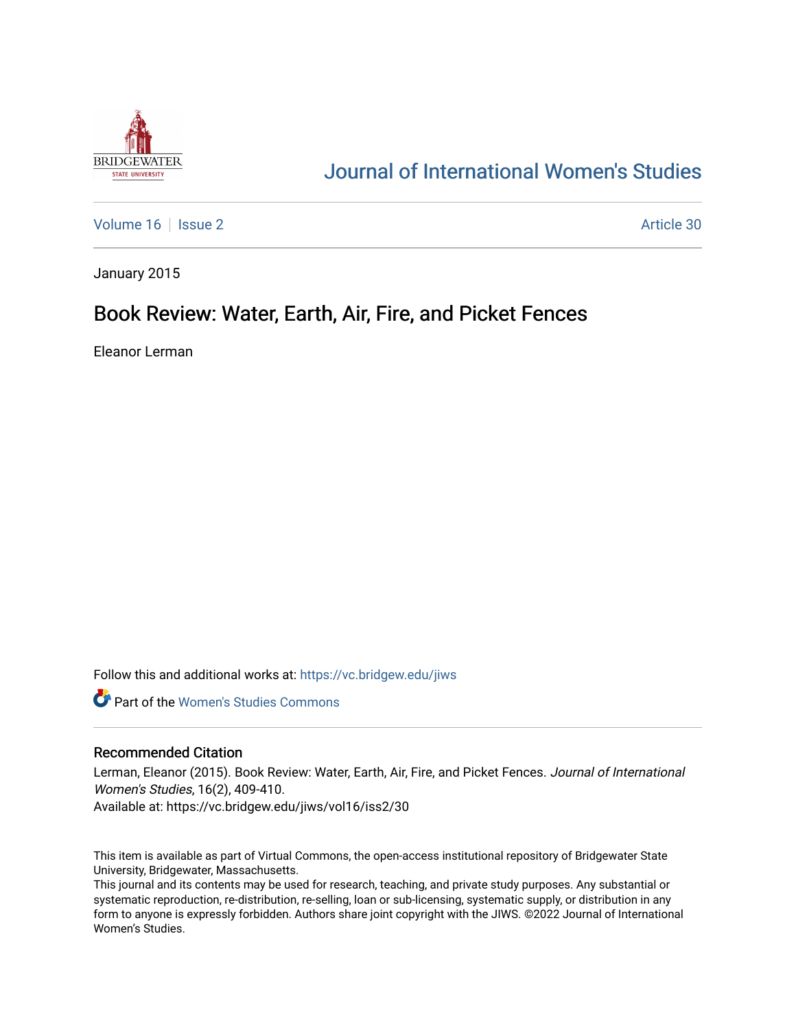# Journal of International Women's Studies

Volume 16 | Issue 2 | Article 30

January 2015

## Book Review: Water, Earth, Air, Fire, and Picket Fences

Eleanor Lerman

Follow this and additional works at: https://vc.bridgew.edu/jiws

Part of the Women's Studies Commons

### Recommended Citation

Lerman, Eleanor (2015). Book Review: Water, Earth, Air, Fire, and Picket Fences. *Journal of International Women's Studies*, 16(2), 409-410.
Available at: https://vc.bridgew.edu/jiws/vol16/iss2/30

This item is available as part of Virtual Commons, the open-access institutional repository of Bridgewater State University, Bridgewater, Massachusetts.
This journal and its contents may be used for research, teaching, and private study purposes. Any substantial or systematic reproduction, re-distribution, re-selling, loan or sub-licensing, systematic supply, or distribution in any form to anyone is expressly forbidden. Authors share joint copyright with the JIWS. ©2022 Journal of International Women's Studies.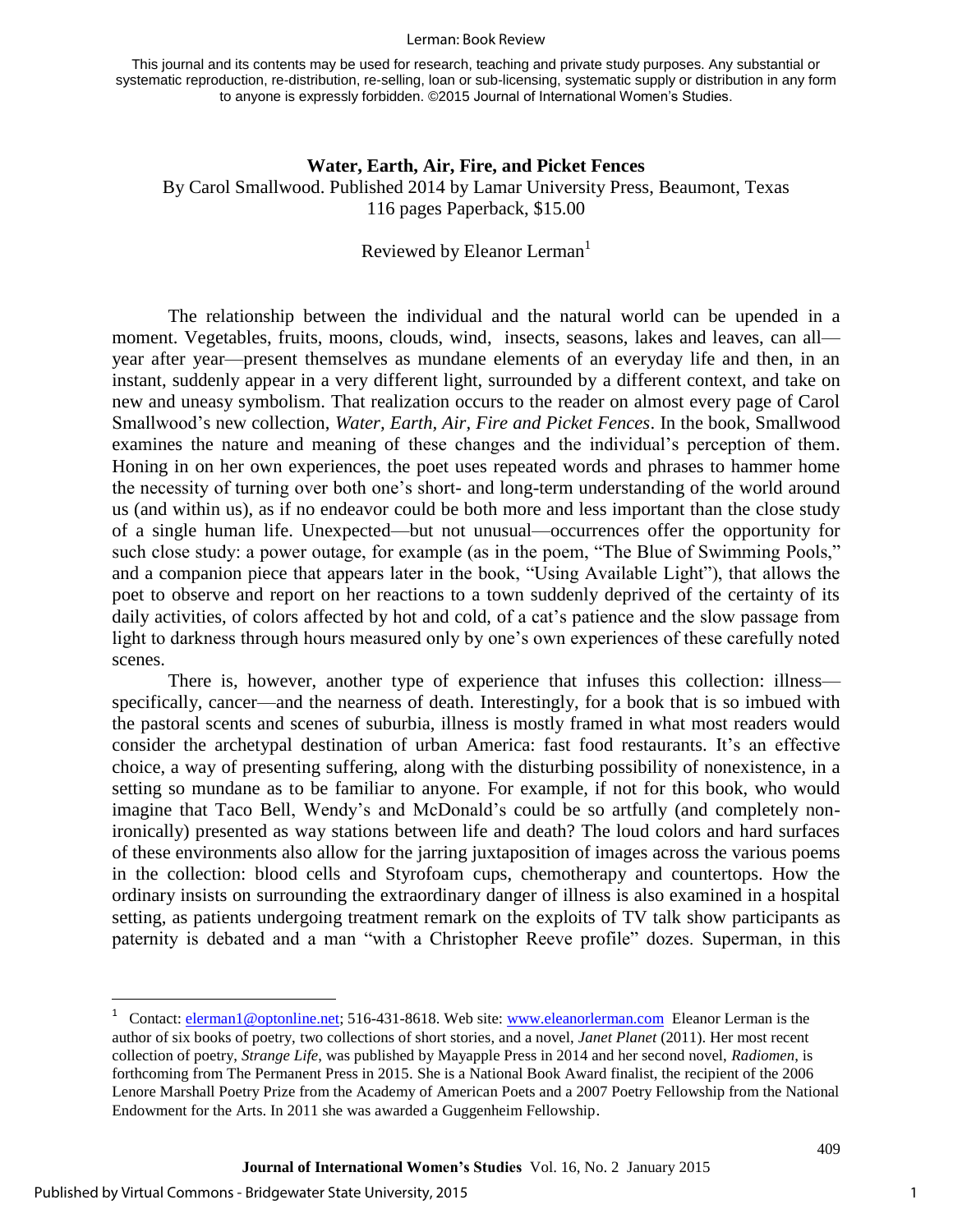**Water, Earth, Air, Fire, and Picket Fences**

By Carol Smallwood. Published 2014 by Lamar University Press, Beaumont, Texas
116 pages Paperback, $15.00

Reviewed by Eleanor Lerman[1]

The relationship between the individual and the natural world can be upended in a moment. Vegetables, fruits, moons, clouds, wind, insects, seasons, lakes and leaves, can all—year after year—present themselves as mundane elements of an everyday life and then, in an instant, suddenly appear in a very different light, surrounded by a different context, and take on new and uneasy symbolism. That realization occurs to the reader on almost every page of Carol Smallwood's new collection, *Water, Earth, Air, Fire and Picket Fences*. In the book, Smallwood examines the nature and meaning of these changes and the individual's perception of them. Honing in on her own experiences, the poet uses repeated words and phrases to hammer home the necessity of turning over both one's short- and long-term understanding of the world around us (and within us), as if no endeavor could be both more and less important than the close study of a single human life. Unexpected—but not unusual—occurrences offer the opportunity for such close study: a power outage, for example (as in the poem, "The Blue of Swimming Pools," and a companion piece that appears later in the book, "Using Available Light"), that allows the poet to observe and report on her reactions to a town suddenly deprived of the certainty of its daily activities, of colors affected by hot and cold, of a cat's patience and the slow passage from light to darkness through hours measured only by one's own experiences of these carefully noted scenes.

There is, however, another type of experience that infuses this collection: illness—specifically, cancer—and the nearness of death. Interestingly, for a book that is so imbued with the pastoral scents and scenes of suburbia, illness is mostly framed in what most readers would consider the archetypal destination of urban America: fast food restaurants. It's an effective choice, a way of presenting suffering, along with the disturbing possibility of nonexistence, in a setting so mundane as to be familiar to anyone. For example, if not for this book, who would imagine that Taco Bell, Wendy's and McDonald's could be so artfully (and completely non-ironically) presented as way stations between life and death? The loud colors and hard surfaces of these environments also allow for the jarring juxtaposition of images across the various poems in the collection: blood cells and Styrofoam cups, chemotherapy and countertops. How the ordinary insists on surrounding the extraordinary danger of illness is also examined in a hospital setting, as patients undergoing treatment remark on the exploits of TV talk show participants as paternity is debated and a man "with a Christopher Reeve profile" dozes. Superman, in this

---

[1] Contact: elerman1@optonline.net; 516-431-8618. Web site: www.eleanorlerman.com Eleanor Lerman is the author of six books of poetry, two collections of short stories, and a novel, *Janet Planet* (2011). Her most recent collection of poetry, *Strange Life*, was published by Mayapple Press in 2014 and her second novel, *Radiomen*, is forthcoming from The Permanent Press in 2015. She is a National Book Award finalist, the recipient of the 2006 Lenore Marshall Poetry Prize from the Academy of American Poets and a 2007 Poetry Fellowship from the National Endowment for the Arts. In 2011 she was awarded a Guggenheim Fellowship.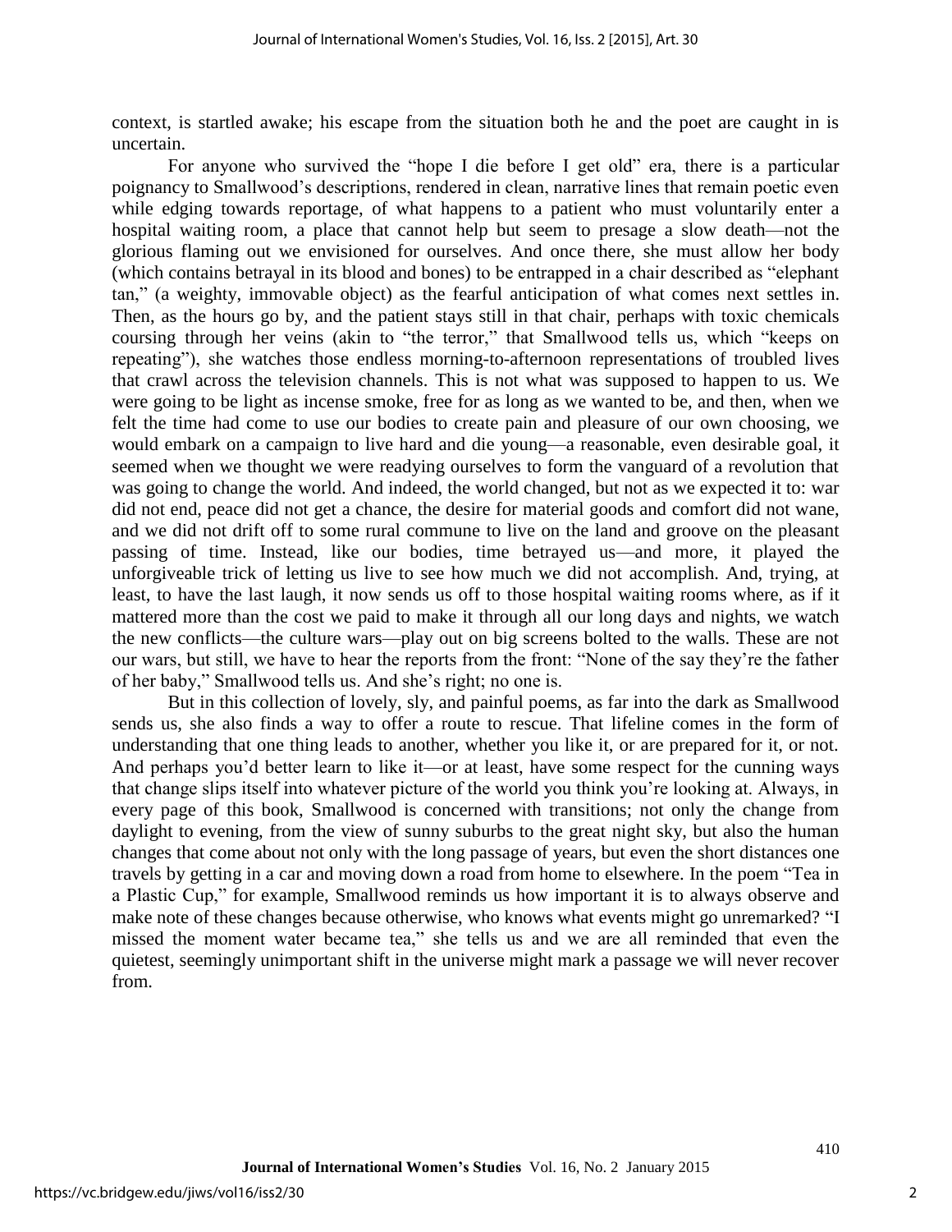context, is startled awake; his escape from the situation both he and the poet are caught in is uncertain.

For anyone who survived the "hope I die before I get old" era, there is a particular poignancy to Smallwood's descriptions, rendered in clean, narrative lines that remain poetic even while edging towards reportage, of what happens to a patient who must voluntarily enter a hospital waiting room, a place that cannot help but seem to presage a slow death—not the glorious flaming out we envisioned for ourselves. And once there, she must allow her body (which contains betrayal in its blood and bones) to be entrapped in a chair described as "elephant tan," (a weighty, immovable object) as the fearful anticipation of what comes next settles in. Then, as the hours go by, and the patient stays still in that chair, perhaps with toxic chemicals coursing through her veins (akin to "the terror," that Smallwood tells us, which "keeps on repeating"), she watches those endless morning-to-afternoon representations of troubled lives that crawl across the television channels. This is not what was supposed to happen to us. We were going to be light as incense smoke, free for as long as we wanted to be, and then, when we felt the time had come to use our bodies to create pain and pleasure of our own choosing, we would embark on a campaign to live hard and die young—a reasonable, even desirable goal, it seemed when we thought we were readying ourselves to form the vanguard of a revolution that was going to change the world. And indeed, the world changed, but not as we expected it to: war did not end, peace did not get a chance, the desire for material goods and comfort did not wane, and we did not drift off to some rural commune to live on the land and groove on the pleasant passing of time. Instead, like our bodies, time betrayed us—and more, it played the unforgiveable trick of letting us live to see how much we did not accomplish. And, trying, at least, to have the last laugh, it now sends us off to those hospital waiting rooms where, as if it mattered more than the cost we paid to make it through all our long days and nights, we watch the new conflicts—the culture wars—play out on big screens bolted to the walls. These are not our wars, but still, we have to hear the reports from the front: "None of the say they're the father of her baby," Smallwood tells us. And she's right; no one is.

But in this collection of lovely, sly, and painful poems, as far into the dark as Smallwood sends us, she also finds a way to offer a route to rescue. That lifeline comes in the form of understanding that one thing leads to another, whether you like it, or are prepared for it, or not. And perhaps you'd better learn to like it—or at least, have some respect for the cunning ways that change slips itself into whatever picture of the world you think you're looking at. Always, in every page of this book, Smallwood is concerned with transitions; not only the change from daylight to evening, from the view of sunny suburbs to the great night sky, but also the human changes that come about not only with the long passage of years, but even the short distances one travels by getting in a car and moving down a road from home to elsewhere. In the poem "Tea in a Plastic Cup," for example, Smallwood reminds us how important it is to always observe and make note of these changes because otherwise, who knows what events might go unremarked? "I missed the moment water became tea," she tells us and we are all reminded that even the quietest, seemingly unimportant shift in the universe might mark a passage we will never recover from.